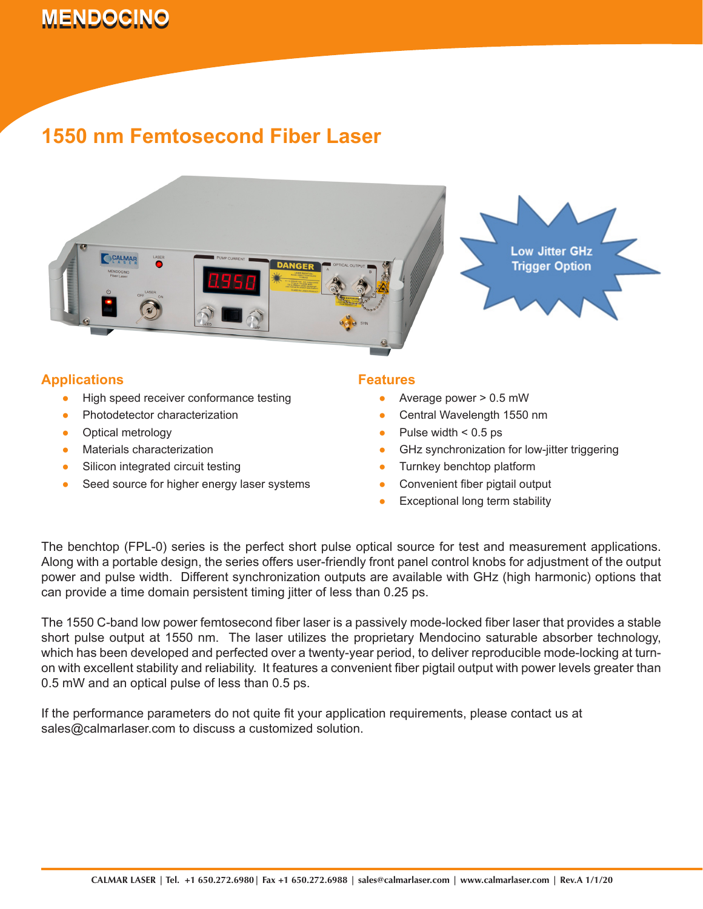# MENDOCINO

## 1550 nm Femtosecond Fiber Laser

Low Jitter GHz Trigger Option

### Applications

- High speed receiver conformance testing
- Photodetector characterization
- Optical metrology
- Materials characterization
- Silicon integrated circuit testing
- Seed source for higher energy laser systems

### Features

- Average power > 0.5 mW
- Central Wavelength 1550 nm
- Pulse width < 0.5 ps
- GHz synchronization for low-jitter triggering
- Turnkey benchtop platform
- Convenient fiber pigtail output
- Exceptional long term stability

The benchtop (FPL-0) series is the perfect short pulse optical source for test and measurement applications. Along with a portable design, the series offers user-friendly front panel control knobs for adjustment of the output power and pulse width. Different synchronization outputs are available with GHz (high harmonic) options that can provide a time domain persistent timing jitter of less than 0.25 ps.

The 1550 C-band low power femtosecond fiber laser is a passively mode-locked fiber laser that provides a stable short pulse output at 1550 nm. The laser utilizes the proprietary Mendocino saturable absorber technology, which has been developed and perfected over a twenty-year period, to deliver reproducible mode-locking at turn-on with excellent stability and reliability. It features a convenient fiber pigtail output with power levels greater than 0.5 mW and an optical pulse of less than 0.5 ps.

If the performance parameters do not quite fit your application requirements, please contact us at sales@calmarlaser.com to discuss a customized solution.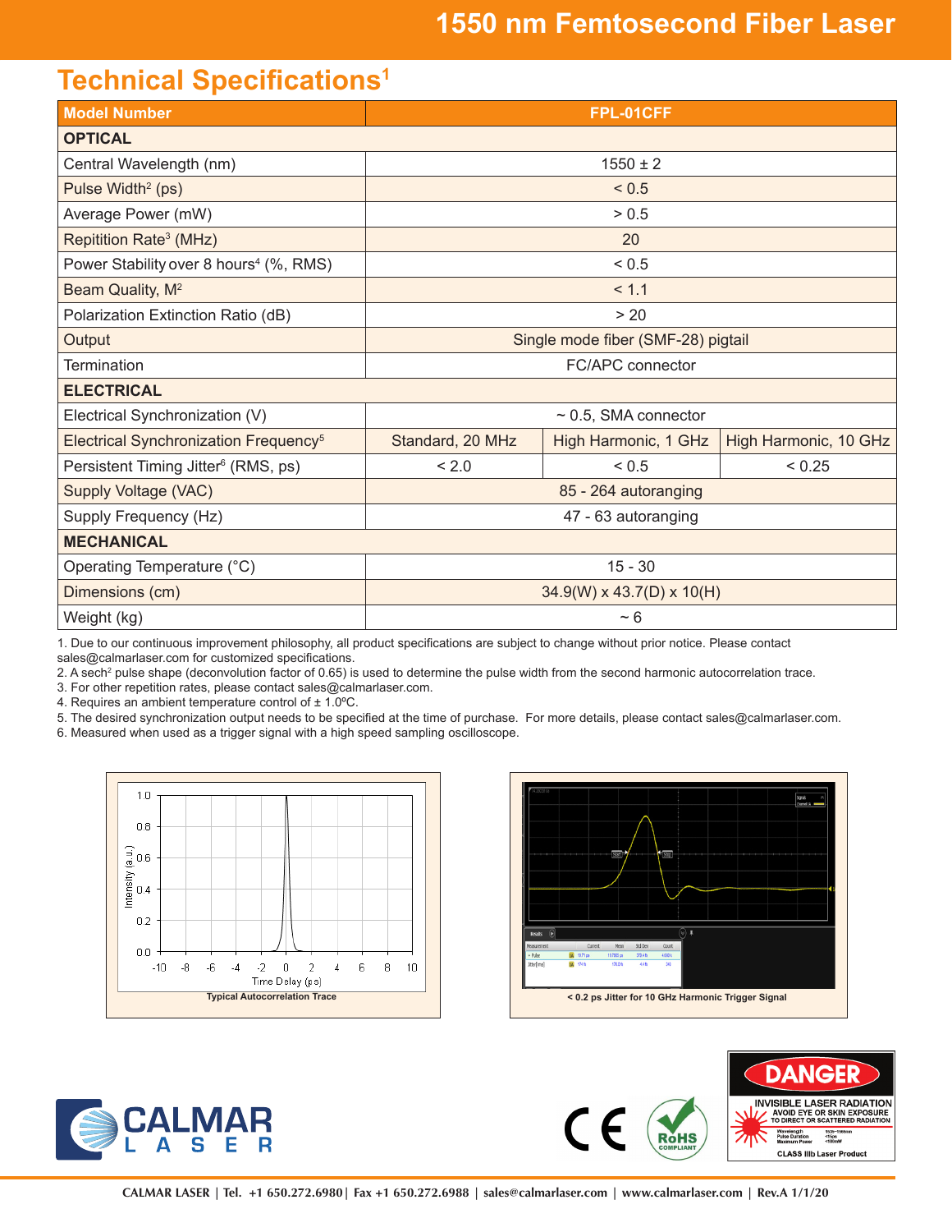# 1550 nm Femtosecond Fiber Laser

## Technical Specifications[1]

| Model Number | FPL-01CFF | | |
|---|---|---|---|
| **OPTICAL** | | | |
| Central Wavelength (nm) | 1550 ± 2 | | |
| Pulse Width[2] (ps) | < 0.5 | | |
| Average Power (mW) | > 0.5 | | |
| Repitition Rate[3] (MHz) | 20 | | |
| Power Stability over 8 hours[4] (%, RMS) | < 0.5 | | |
| Beam Quality, $M^2$ | < 1.1 | | |
| Polarization Extinction Ratio (dB) | > 20 | | |
| Output | Single mode fiber (SMF-28) pigtail | | |
| Termination | FC/APC connector | | |
| **ELECTRICAL** | | | |
| Electrical Synchronization (V) | ~ 0.5, SMA connector | | |
| Electrical Synchronization Frequency[5] | Standard, 20 MHz | High Harmonic, 1 GHz | High Harmonic, 10 GHz |
| Persistent Timing Jitter[6] (RMS, ps) | < 2.0 | < 0.5 | < 0.25 |
| Supply Voltage (VAC) | 85 - 264 autoranging | | |
| Supply Frequency (Hz) | 47 - 63 autoranging | | |
| **MECHANICAL** | | | |
| Operating Temperature (°C) | 15 - 30 | | |
| Dimensions (cm) | 34.9(W) x 43.7(D) x 10(H) | | |
| Weight (kg) | ~ 6 | | |

1. Due to our continuous improvement philosophy, all product specifications are subject to change without prior notice. Please contact sales@calmarlaser.com for customized specifications.
2. A $sech^2$ pulse shape (deconvolution factor of 0.65) is used to determine the pulse width from the second harmonic autocorrelation trace.
3. For other repetition rates, please contact sales@calmarlaser.com.
4. Requires an ambient temperature control of ± 1.0ºC.
5. The desired synchronization output needs to be specified at the time of purchase. For more details, please contact sales@calmarlaser.com.
6. Measured when used as a trigger signal with a high speed sampling oscilloscope.

1.0
0.8
0.6
0.4
0.2
0.0
Intensity (a.u.)
-10 -8 -6 -4 -2 0 2 4 6 8 10
Time Delay (ps)

**Typical Autocorrelation Trace**

**< 0.2 ps Jitter for 10 GHz Harmonic Trigger Signal**

CALMAR LASER

DANGER
INVISIBLE LASER RADIATION
AVOID EYE OR SKIN EXPOSURE
TO DIRECT OR SCATTERED RADIATION
CLASS IIIb Laser Product

RoHS COMPLIANT